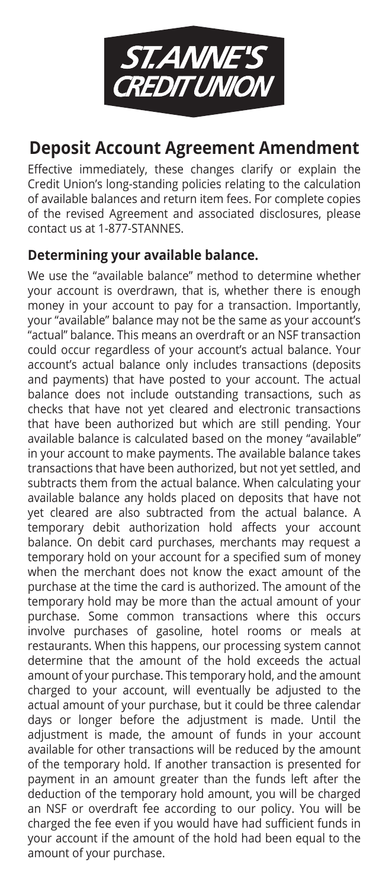# ST. ANNE'S CREDIT UNION

## Deposit Account Agreement Amendment

Effective immediately, these changes clarify or explain the Credit Union's long-standing policies relating to the calculation of available balances and return item fees. For complete copies of the revised Agreement and associated disclosures, please contact us at 1-877-STANNES.

### Determining your available balance.

We use the "available balance" method to determine whether your account is overdrawn, that is, whether there is enough money in your account to pay for a transaction. Importantly, your "available" balance may not be the same as your account's "actual" balance. This means an overdraft or an NSF transaction could occur regardless of your account's actual balance. Your account's actual balance only includes transactions (deposits and payments) that have posted to your account. The actual balance does not include outstanding transactions, such as checks that have not yet cleared and electronic transactions that have been authorized but which are still pending. Your available balance is calculated based on the money "available" in your account to make payments. The available balance takes transactions that have been authorized, but not yet settled, and subtracts them from the actual balance. When calculating your available balance any holds placed on deposits that have not yet cleared are also subtracted from the actual balance. A temporary debit authorization hold affects your account balance. On debit card purchases, merchants may request a temporary hold on your account for a specified sum of money when the merchant does not know the exact amount of the purchase at the time the card is authorized. The amount of the temporary hold may be more than the actual amount of your purchase. Some common transactions where this occurs involve purchases of gasoline, hotel rooms or meals at restaurants. When this happens, our processing system cannot determine that the amount of the hold exceeds the actual amount of your purchase. This temporary hold, and the amount charged to your account, will eventually be adjusted to the actual amount of your purchase, but it could be three calendar days or longer before the adjustment is made. Until the adjustment is made, the amount of funds in your account available for other transactions will be reduced by the amount of the temporary hold. If another transaction is presented for payment in an amount greater than the funds left after the deduction of the temporary hold amount, you will be charged an NSF or overdraft fee according to our policy. You will be charged the fee even if you would have had sufficient funds in your account if the amount of the hold had been equal to the amount of your purchase.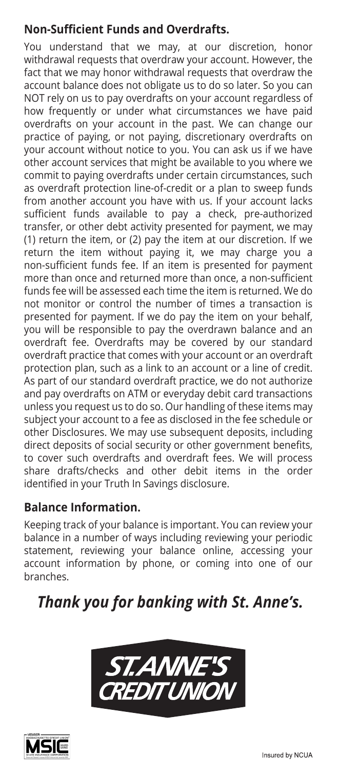## Non-Sufficient Funds and Overdrafts.

You understand that we may, at our discretion, honor withdrawal requests that overdraw your account. However, the fact that we may honor withdrawal requests that overdraw the account balance does not obligate us to do so later. So you can NOT rely on us to pay overdrafts on your account regardless of how frequently or under what circumstances we have paid overdrafts on your account in the past. We can change our practice of paying, or not paying, discretionary overdrafts on your account without notice to you. You can ask us if we have other account services that might be available to you where we commit to paying overdrafts under certain circumstances, such as overdraft protection line-of-credit or a plan to sweep funds from another account you have with us. If your account lacks sufficient funds available to pay a check, pre-authorized transfer, or other debt activity presented for payment, we may (1) return the item, or (2) pay the item at our discretion. If we return the item without paying it, we may charge you a non-sufficient funds fee. If an item is presented for payment more than once and returned more than once, a non-sufficient funds fee will be assessed each time the item is returned. We do not monitor or control the number of times a transaction is presented for payment. If we do pay the item on your behalf, you will be responsible to pay the overdrawn balance and an overdraft fee. Overdrafts may be covered by our standard overdraft practice that comes with your account or an overdraft protection plan, such as a link to an account or a line of credit. As part of our standard overdraft practice, we do not authorize and pay overdrafts on ATM or everyday debit card transactions unless you request us to do so. Our handling of these items may subject your account to a fee as disclosed in the fee schedule or other Disclosures. We may use subsequent deposits, including direct deposits of social security or other government benefits, to cover such overdrafts and overdraft fees. We will process share drafts/checks and other debit items in the order identified in your Truth In Savings disclosure.

## Balance Information.

Keeping track of your balance is important. You can review your balance in a number of ways including reviewing your periodic statement, reviewing your balance online, accessing your account information by phone, or coming into one of our branches.

# *Thank you for banking with St. Anne's.*

ST.ANNE'S CREDIT UNION

Insured by NCUA